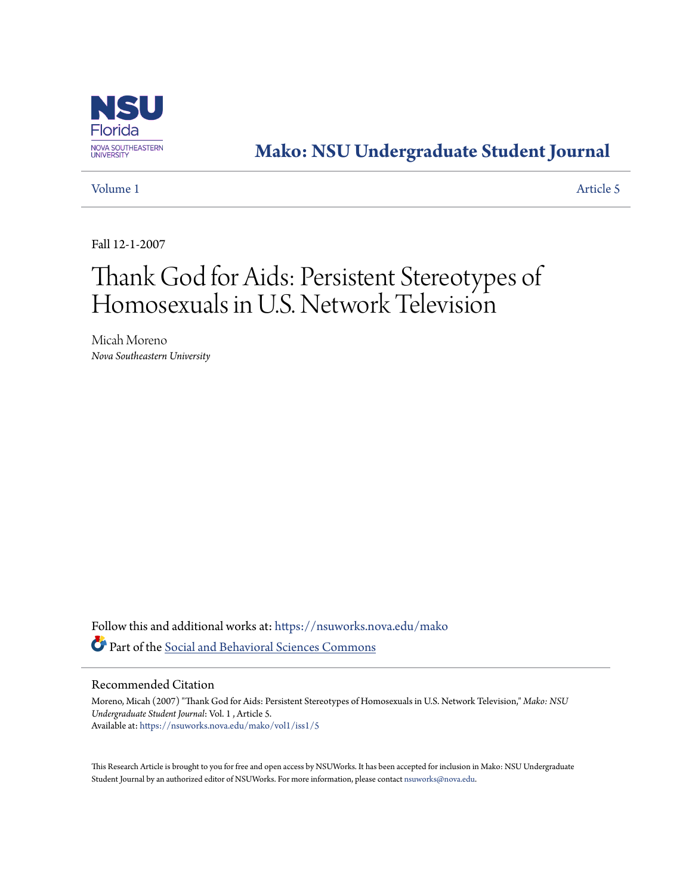# Mako: NSU Undergraduate Student Journal

Volume 1 Article 5

Fall 12-1-2007

# Thank God for Aids: Persistent Stereotypes of Homosexuals in U.S. Network Television

Micah Moreno
*Nova Southeastern University*

Follow this and additional works at: https://nsuworks.nova.edu/mako

Part of the Social and Behavioral Sciences Commons

## Recommended Citation

Moreno, Micah (2007) "Thank God for Aids: Persistent Stereotypes of Homosexuals in U.S. Network Television," *Mako: NSU Undergraduate Student Journal*: Vol. 1 , Article 5.
Available at: https://nsuworks.nova.edu/mako/vol1/iss1/5

This Research Article is brought to you for free and open access by NSUWorks. It has been accepted for inclusion in Mako: NSU Undergraduate Student Journal by an authorized editor of NSUWorks. For more information, please contact nsuworks@nova.edu.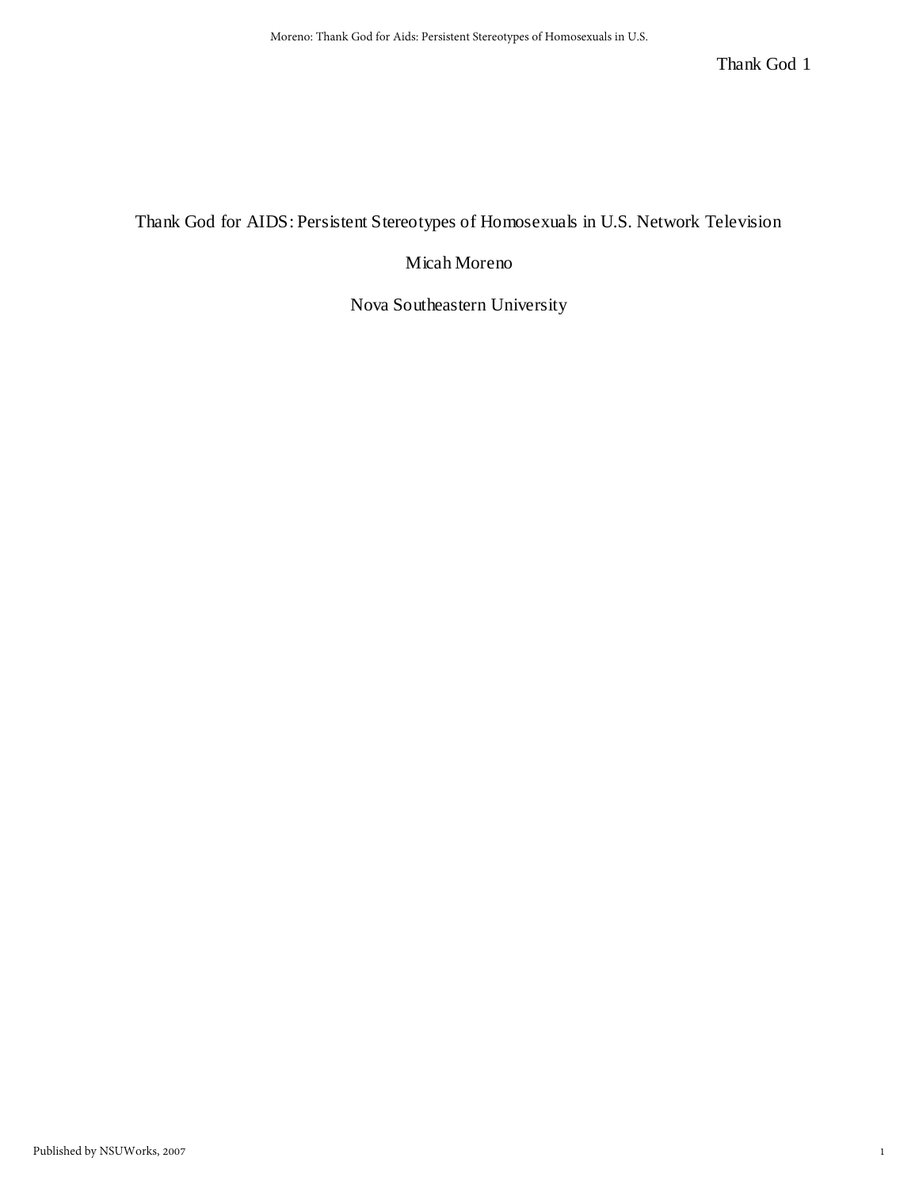# Thank God for AIDS: Persistent Stereotypes of Homosexuals in U.S. Network Television

Micah Moreno

Nova Southeastern University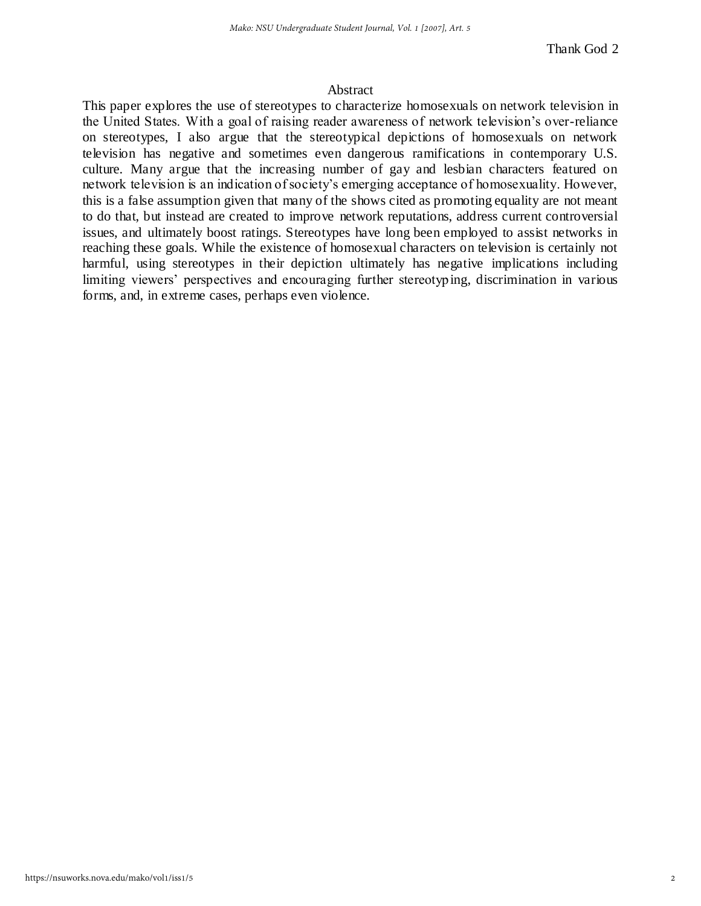## Abstract

This paper explores the use of stereotypes to characterize homosexuals on network television in the United States. With a goal of raising reader awareness of network television's over-reliance on stereotypes, I also argue that the stereotypical depictions of homosexuals on network television has negative and sometimes even dangerous ramifications in contemporary U.S. culture. Many argue that the increasing number of gay and lesbian characters featured on network television is an indication of society's emerging acceptance of homosexuality. However, this is a false assumption given that many of the shows cited as promoting equality are not meant to do that, but instead are created to improve network reputations, address current controversial issues, and ultimately boost ratings. Stereotypes have long been employed to assist networks in reaching these goals. While the existence of homosexual characters on television is certainly not harmful, using stereotypes in their depiction ultimately has negative implications including limiting viewers' perspectives and encouraging further stereotyping, discrimination in various forms, and, in extreme cases, perhaps even violence.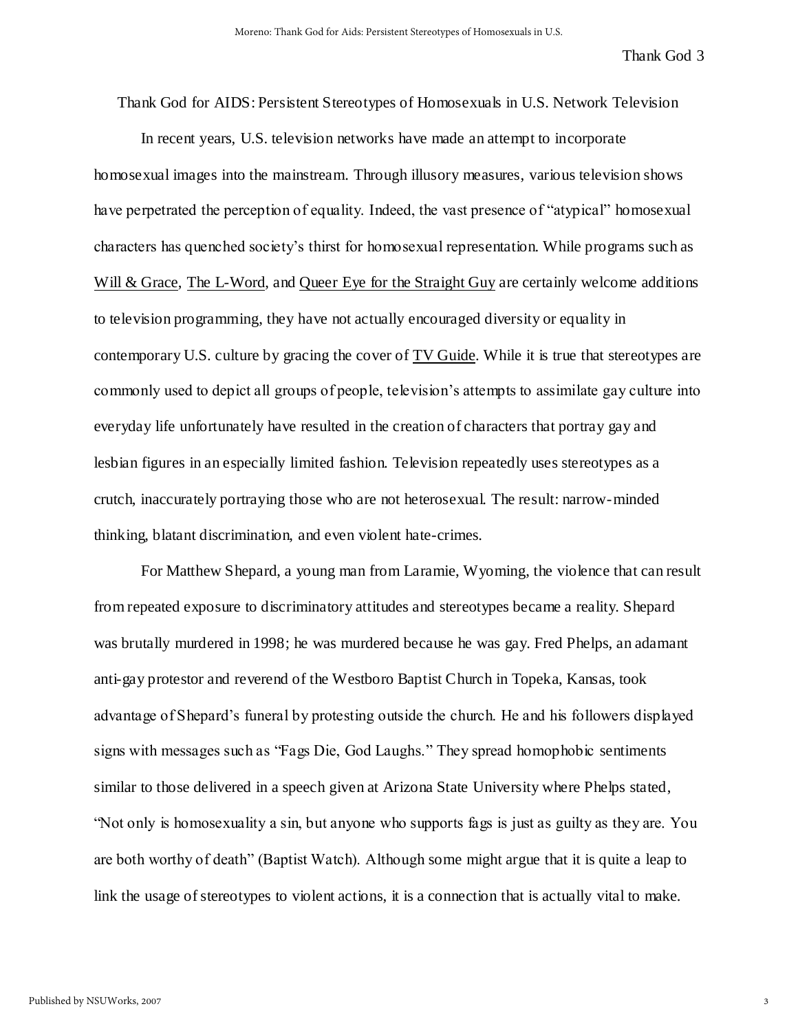Thank God for AIDS: Persistent Stereotypes of Homosexuals in U.S. Network Television

In recent years, U.S. television networks have made an attempt to incorporate homosexual images into the mainstream. Through illusory measures, various television shows have perpetrated the perception of equality. Indeed, the vast presence of "atypical" homosexual characters has quenched society's thirst for homosexual representation. While programs such as Will & Grace, The L-Word, and Queer Eye for the Straight Guy are certainly welcome additions to television programming, they have not actually encouraged diversity or equality in contemporary U.S. culture by gracing the cover of TV Guide. While it is true that stereotypes are commonly used to depict all groups of people, television's attempts to assimilate gay culture into everyday life unfortunately have resulted in the creation of characters that portray gay and lesbian figures in an especially limited fashion. Television repeatedly uses stereotypes as a crutch, inaccurately portraying those who are not heterosexual. The result: narrow-minded thinking, blatant discrimination, and even violent hate-crimes.

For Matthew Shepard, a young man from Laramie, Wyoming, the violence that can result from repeated exposure to discriminatory attitudes and stereotypes became a reality. Shepard was brutally murdered in 1998; he was murdered because he was gay. Fred Phelps, an adamant anti-gay protestor and reverend of the Westboro Baptist Church in Topeka, Kansas, took advantage of Shepard's funeral by protesting outside the church. He and his followers displayed signs with messages such as "Fags Die, God Laughs." They spread homophobic sentiments similar to those delivered in a speech given at Arizona State University where Phelps stated, "Not only is homosexuality a sin, but anyone who supports fags is just as guilty as they are. You are both worthy of death" (Baptist Watch). Although some might argue that it is quite a leap to link the usage of stereotypes to violent actions, it is a connection that is actually vital to make.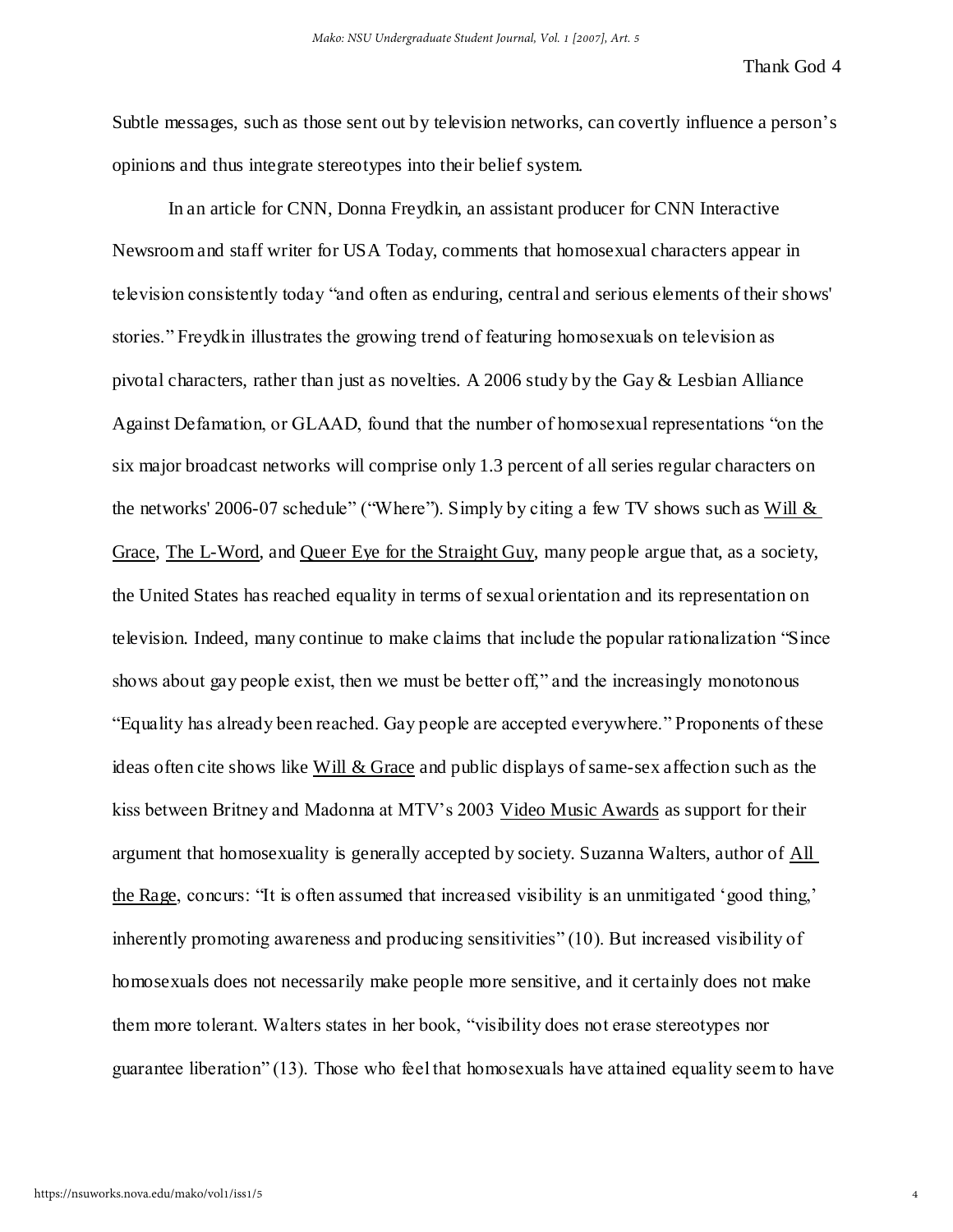Subtle messages, such as those sent out by television networks, can covertly influence a person's opinions and thus integrate stereotypes into their belief system.

In an article for CNN, Donna Freydkin, an assistant producer for CNN Interactive Newsroom and staff writer for USA Today, comments that homosexual characters appear in television consistently today "and often as enduring, central and serious elements of their shows' stories." Freydkin illustrates the growing trend of featuring homosexuals on television as pivotal characters, rather than just as novelties. A 2006 study by the Gay & Lesbian Alliance Against Defamation, or GLAAD, found that the number of homosexual representations "on the six major broadcast networks will comprise only 1.3 percent of all series regular characters on the networks' 2006-07 schedule" ("Where"). Simply by citing a few TV shows such as Will & Grace, The L-Word, and Queer Eye for the Straight Guy, many people argue that, as a society, the United States has reached equality in terms of sexual orientation and its representation on television. Indeed, many continue to make claims that include the popular rationalization "Since shows about gay people exist, then we must be better off," and the increasingly monotonous "Equality has already been reached. Gay people are accepted everywhere." Proponents of these ideas often cite shows like Will & Grace and public displays of same-sex affection such as the kiss between Britney and Madonna at MTV's 2003 Video Music Awards as support for their argument that homosexuality is generally accepted by society. Suzanna Walters, author of All the Rage, concurs: "It is often assumed that increased visibility is an unmitigated 'good thing,' inherently promoting awareness and producing sensitivities" (10). But increased visibility of homosexuals does not necessarily make people more sensitive, and it certainly does not make them more tolerant. Walters states in her book, "visibility does not erase stereotypes nor guarantee liberation" (13). Those who feel that homosexuals have attained equality seem to have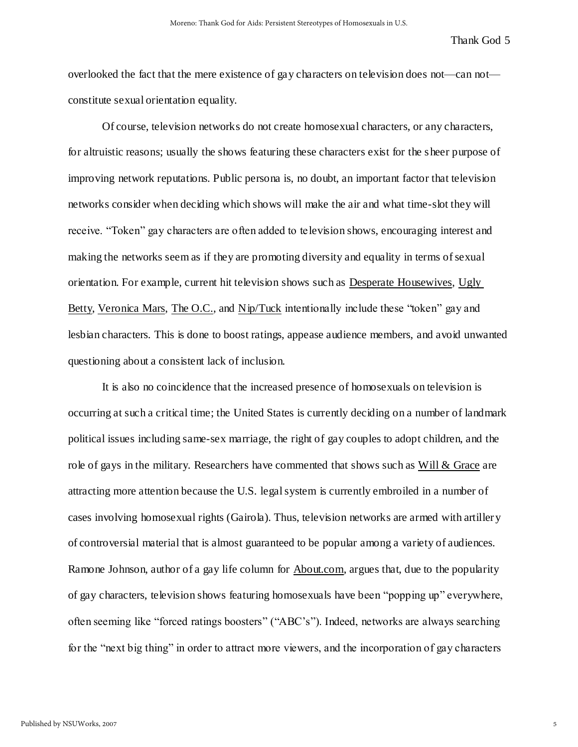overlooked the fact that the mere existence of gay characters on television does not—can not—constitute sexual orientation equality.

Of course, television networks do not create homosexual characters, or any characters, for altruistic reasons; usually the shows featuring these characters exist for the sheer purpose of improving network reputations. Public persona is, no doubt, an important factor that television networks consider when deciding which shows will make the air and what time-slot they will receive. "Token" gay characters are often added to television shows, encouraging interest and making the networks seem as if they are promoting diversity and equality in terms of sexual orientation. For example, current hit television shows such as Desperate Housewives, Ugly Betty, Veronica Mars, The O.C., and Nip/Tuck intentionally include these "token" gay and lesbian characters. This is done to boost ratings, appease audience members, and avoid unwanted questioning about a consistent lack of inclusion.

It is also no coincidence that the increased presence of homosexuals on television is occurring at such a critical time; the United States is currently deciding on a number of landmark political issues including same-sex marriage, the right of gay couples to adopt children, and the role of gays in the military. Researchers have commented that shows such as Will & Grace are attracting more attention because the U.S. legal system is currently embroiled in a number of cases involving homosexual rights (Gairola). Thus, television networks are armed with artillery of controversial material that is almost guaranteed to be popular among a variety of audiences. Ramone Johnson, author of a gay life column for About.com, argues that, due to the popularity of gay characters, television shows featuring homosexuals have been "popping up" everywhere, often seeming like "forced ratings boosters" ("ABC's"). Indeed, networks are always searching for the "next big thing" in order to attract more viewers, and the incorporation of gay characters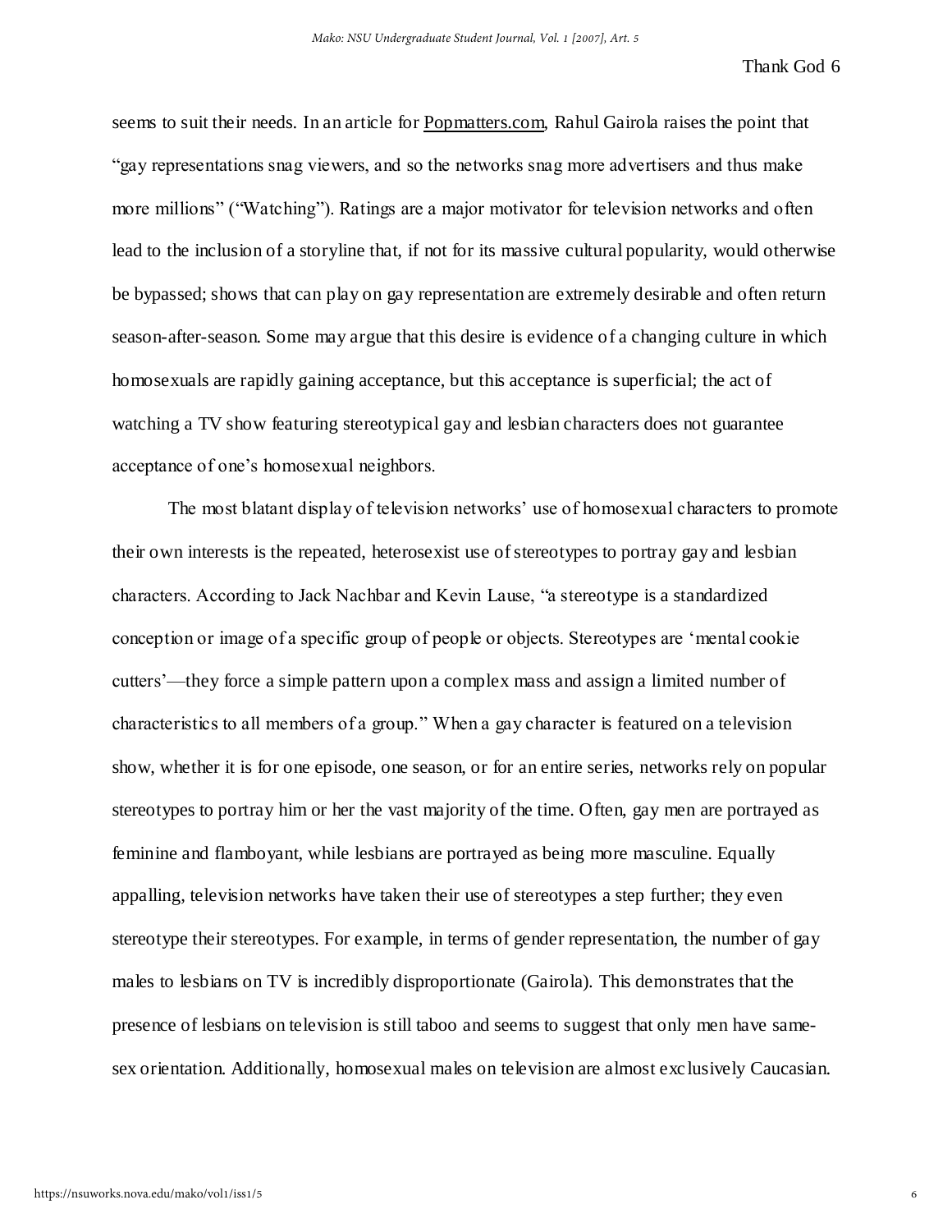seems to suit their needs. In an article for Popmatters.com, Rahul Gairola raises the point that "gay representations snag viewers, and so the networks snag more advertisers and thus make more millions" ("Watching"). Ratings are a major motivator for television networks and often lead to the inclusion of a storyline that, if not for its massive cultural popularity, would otherwise be bypassed; shows that can play on gay representation are extremely desirable and often return season-after-season. Some may argue that this desire is evidence of a changing culture in which homosexuals are rapidly gaining acceptance, but this acceptance is superficial; the act of watching a TV show featuring stereotypical gay and lesbian characters does not guarantee acceptance of one's homosexual neighbors.

The most blatant display of television networks' use of homosexual characters to promote their own interests is the repeated, heterosexist use of stereotypes to portray gay and lesbian characters. According to Jack Nachbar and Kevin Lause, "a stereotype is a standardized conception or image of a specific group of people or objects. Stereotypes are 'mental cookie cutters'—they force a simple pattern upon a complex mass and assign a limited number of characteristics to all members of a group." When a gay character is featured on a television show, whether it is for one episode, one season, or for an entire series, networks rely on popular stereotypes to portray him or her the vast majority of the time. Often, gay men are portrayed as feminine and flamboyant, while lesbians are portrayed as being more masculine. Equally appalling, television networks have taken their use of stereotypes a step further; they even stereotype their stereotypes. For example, in terms of gender representation, the number of gay males to lesbians on TV is incredibly disproportionate (Gairola). This demonstrates that the presence of lesbians on television is still taboo and seems to suggest that only men have same-sex orientation. Additionally, homosexual males on television are almost exclusively Caucasian.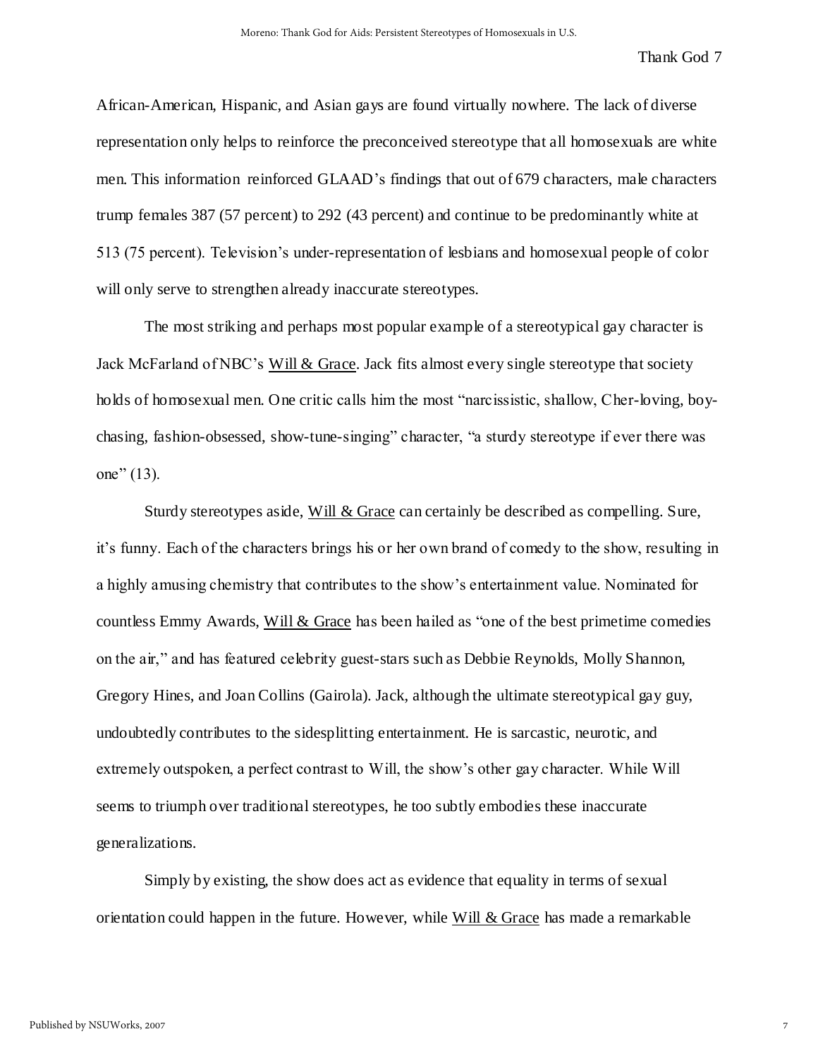African-American, Hispanic, and Asian gays are found virtually nowhere. The lack of diverse representation only helps to reinforce the preconceived stereotype that all homosexuals are white men. This information reinforced GLAAD's findings that out of 679 characters, male characters trump females 387 (57 percent) to 292 (43 percent) and continue to be predominantly white at 513 (75 percent). Television's under-representation of lesbians and homosexual people of color will only serve to strengthen already inaccurate stereotypes.

The most striking and perhaps most popular example of a stereotypical gay character is Jack McFarland of NBC's Will & Grace. Jack fits almost every single stereotype that society holds of homosexual men. One critic calls him the most "narcissistic, shallow, Cher-loving, boy-chasing, fashion-obsessed, show-tune-singing" character, "a sturdy stereotype if ever there was one" (13).

Sturdy stereotypes aside, Will & Grace can certainly be described as compelling. Sure, it's funny. Each of the characters brings his or her own brand of comedy to the show, resulting in a highly amusing chemistry that contributes to the show's entertainment value. Nominated for countless Emmy Awards, Will & Grace has been hailed as "one of the best primetime comedies on the air," and has featured celebrity guest-stars such as Debbie Reynolds, Molly Shannon, Gregory Hines, and Joan Collins (Gairola). Jack, although the ultimate stereotypical gay guy, undoubtedly contributes to the sidesplitting entertainment. He is sarcastic, neurotic, and extremely outspoken, a perfect contrast to Will, the show's other gay character. While Will seems to triumph over traditional stereotypes, he too subtly embodies these inaccurate generalizations.

Simply by existing, the show does act as evidence that equality in terms of sexual orientation could happen in the future. However, while Will & Grace has made a remarkable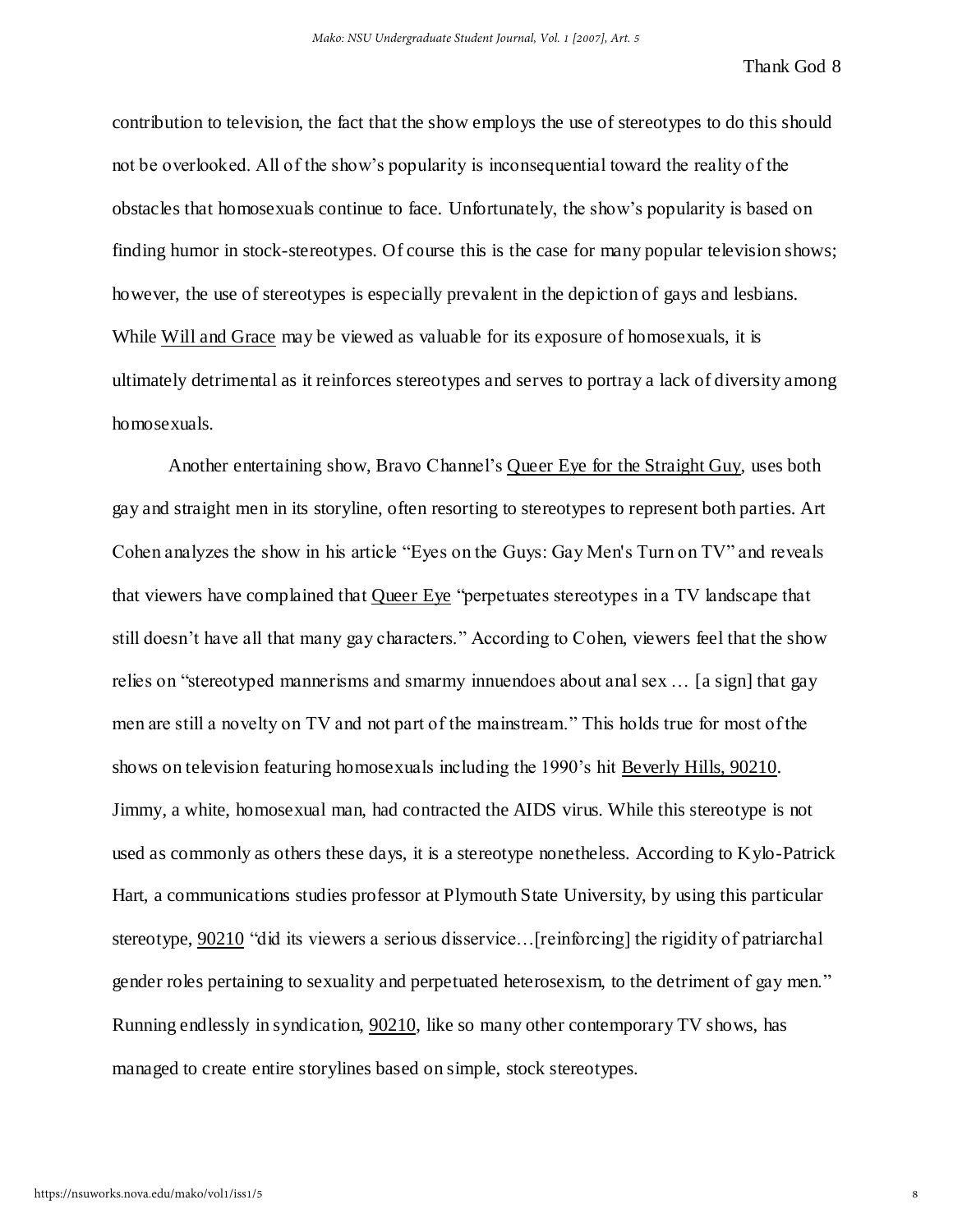contribution to television, the fact that the show employs the use of stereotypes to do this should not be overlooked. All of the show's popularity is inconsequential toward the reality of the obstacles that homosexuals continue to face. Unfortunately, the show's popularity is based on finding humor in stock-stereotypes. Of course this is the case for many popular television shows; however, the use of stereotypes is especially prevalent in the depiction of gays and lesbians. While Will and Grace may be viewed as valuable for its exposure of homosexuals, it is ultimately detrimental as it reinforces stereotypes and serves to portray a lack of diversity among homosexuals.

Another entertaining show, Bravo Channel's Queer Eye for the Straight Guy, uses both gay and straight men in its storyline, often resorting to stereotypes to represent both parties. Art Cohen analyzes the show in his article "Eyes on the Guys: Gay Men's Turn on TV" and reveals that viewers have complained that Queer Eye "perpetuates stereotypes in a TV landscape that still doesn't have all that many gay characters." According to Cohen, viewers feel that the show relies on "stereotyped mannerisms and smarmy innuendoes about anal sex … [a sign] that gay men are still a novelty on TV and not part of the mainstream." This holds true for most of the shows on television featuring homosexuals including the 1990's hit Beverly Hills, 90210. Jimmy, a white, homosexual man, had contracted the AIDS virus. While this stereotype is not used as commonly as others these days, it is a stereotype nonetheless. According to Kylo-Patrick Hart, a communications studies professor at Plymouth State University, by using this particular stereotype, 90210 "did its viewers a serious disservice…[reinforcing] the rigidity of patriarchal gender roles pertaining to sexuality and perpetuated heterosexism, to the detriment of gay men." Running endlessly in syndication, 90210, like so many other contemporary TV shows, has managed to create entire storylines based on simple, stock stereotypes.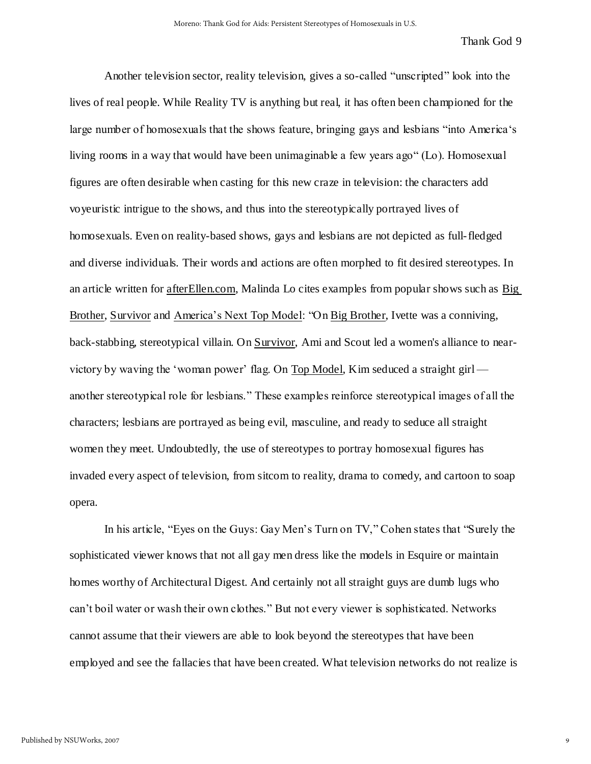Another television sector, reality television, gives a so-called "unscripted" look into the lives of real people. While Reality TV is anything but real, it has often been championed for the large number of homosexuals that the shows feature, bringing gays and lesbians "into America's living rooms in a way that would have been unimaginable a few years ago" (Lo). Homosexual figures are often desirable when casting for this new craze in television: the characters add voyeuristic intrigue to the shows, and thus into the stereotypically portrayed lives of homosexuals. Even on reality-based shows, gays and lesbians are not depicted as full-fledged and diverse individuals. Their words and actions are often morphed to fit desired stereotypes. In an article written for afterEllen.com, Malinda Lo cites examples from popular shows such as Big Brother, Survivor and America's Next Top Model: "On Big Brother, Ivette was a conniving, back-stabbing, stereotypical villain. On Survivor, Ami and Scout led a women's alliance to near-victory by waving the 'woman power' flag. On Top Model, Kim seduced a straight girl — another stereotypical role for lesbians." These examples reinforce stereotypical images of all the characters; lesbians are portrayed as being evil, masculine, and ready to seduce all straight women they meet. Undoubtedly, the use of stereotypes to portray homosexual figures has invaded every aspect of television, from sitcom to reality, drama to comedy, and cartoon to soap opera.

In his article, "Eyes on the Guys: Gay Men's Turn on TV," Cohen states that "Surely the sophisticated viewer knows that not all gay men dress like the models in Esquire or maintain homes worthy of Architectural Digest. And certainly not all straight guys are dumb lugs who can't boil water or wash their own clothes." But not every viewer is sophisticated. Networks cannot assume that their viewers are able to look beyond the stereotypes that have been employed and see the fallacies that have been created. What television networks do not realize is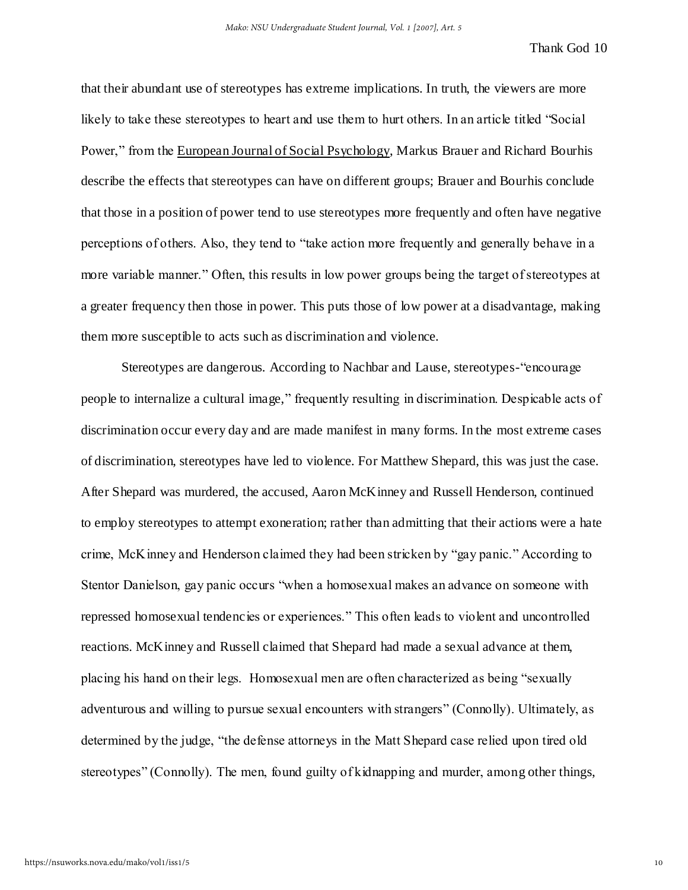that their abundant use of stereotypes has extreme implications. In truth, the viewers are more likely to take these stereotypes to heart and use them to hurt others. In an article titled "Social Power," from the European Journal of Social Psychology, Markus Brauer and Richard Bourhis describe the effects that stereotypes can have on different groups; Brauer and Bourhis conclude that those in a position of power tend to use stereotypes more frequently and often have negative perceptions of others. Also, they tend to "take action more frequently and generally behave in a more variable manner." Often, this results in low power groups being the target of stereotypes at a greater frequency then those in power. This puts those of low power at a disadvantage, making them more susceptible to acts such as discrimination and violence.

Stereotypes are dangerous. According to Nachbar and Lause, stereotypes-"encourage people to internalize a cultural image," frequently resulting in discrimination. Despicable acts of discrimination occur every day and are made manifest in many forms. In the most extreme cases of discrimination, stereotypes have led to violence. For Matthew Shepard, this was just the case. After Shepard was murdered, the accused, Aaron McKinney and Russell Henderson, continued to employ stereotypes to attempt exoneration; rather than admitting that their actions were a hate crime, McKinney and Henderson claimed they had been stricken by "gay panic." According to Stentor Danielson, gay panic occurs "when a homosexual makes an advance on someone with repressed homosexual tendencies or experiences." This often leads to violent and uncontrolled reactions. McKinney and Russell claimed that Shepard had made a sexual advance at them, placing his hand on their legs. Homosexual men are often characterized as being "sexually adventurous and willing to pursue sexual encounters with strangers" (Connolly). Ultimately, as determined by the judge, "the defense attorneys in the Matt Shepard case relied upon tired old stereotypes" (Connolly). The men, found guilty of kidnapping and murder, among other things,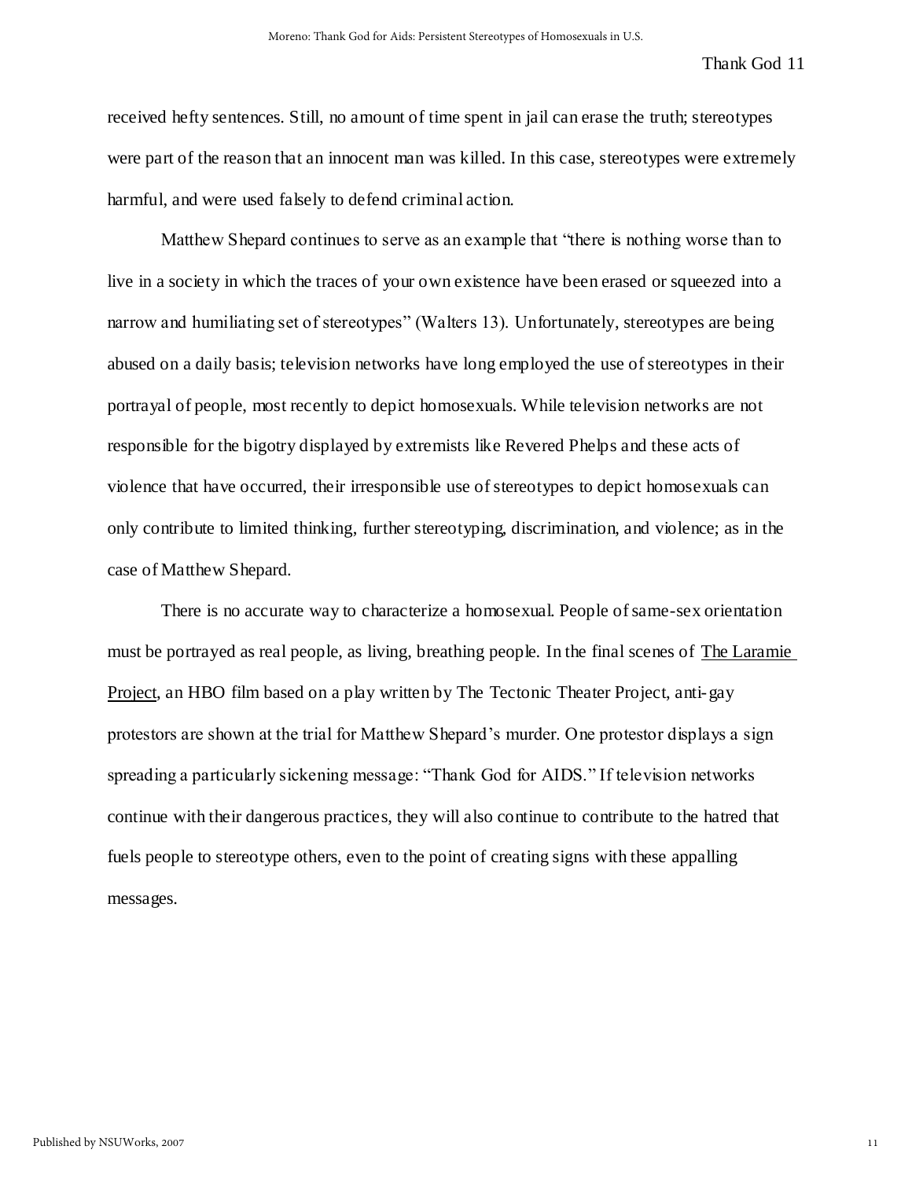received hefty sentences. Still, no amount of time spent in jail can erase the truth; stereotypes were part of the reason that an innocent man was killed. In this case, stereotypes were extremely harmful, and were used falsely to defend criminal action.

Matthew Shepard continues to serve as an example that "there is nothing worse than to live in a society in which the traces of your own existence have been erased or squeezed into a narrow and humiliating set of stereotypes" (Walters 13). Unfortunately, stereotypes are being abused on a daily basis; television networks have long employed the use of stereotypes in their portrayal of people, most recently to depict homosexuals. While television networks are not responsible for the bigotry displayed by extremists like Revered Phelps and these acts of violence that have occurred, their irresponsible use of stereotypes to depict homosexuals can only contribute to limited thinking, further stereotyping, discrimination, and violence; as in the case of Matthew Shepard.

There is no accurate way to characterize a homosexual. People of same-sex orientation must be portrayed as real people, as living, breathing people. In the final scenes of The Laramie Project, an HBO film based on a play written by The Tectonic Theater Project, anti-gay protestors are shown at the trial for Matthew Shepard's murder. One protestor displays a sign spreading a particularly sickening message: "Thank God for AIDS." If television networks continue with their dangerous practices, they will also continue to contribute to the hatred that fuels people to stereotype others, even to the point of creating signs with these appalling messages.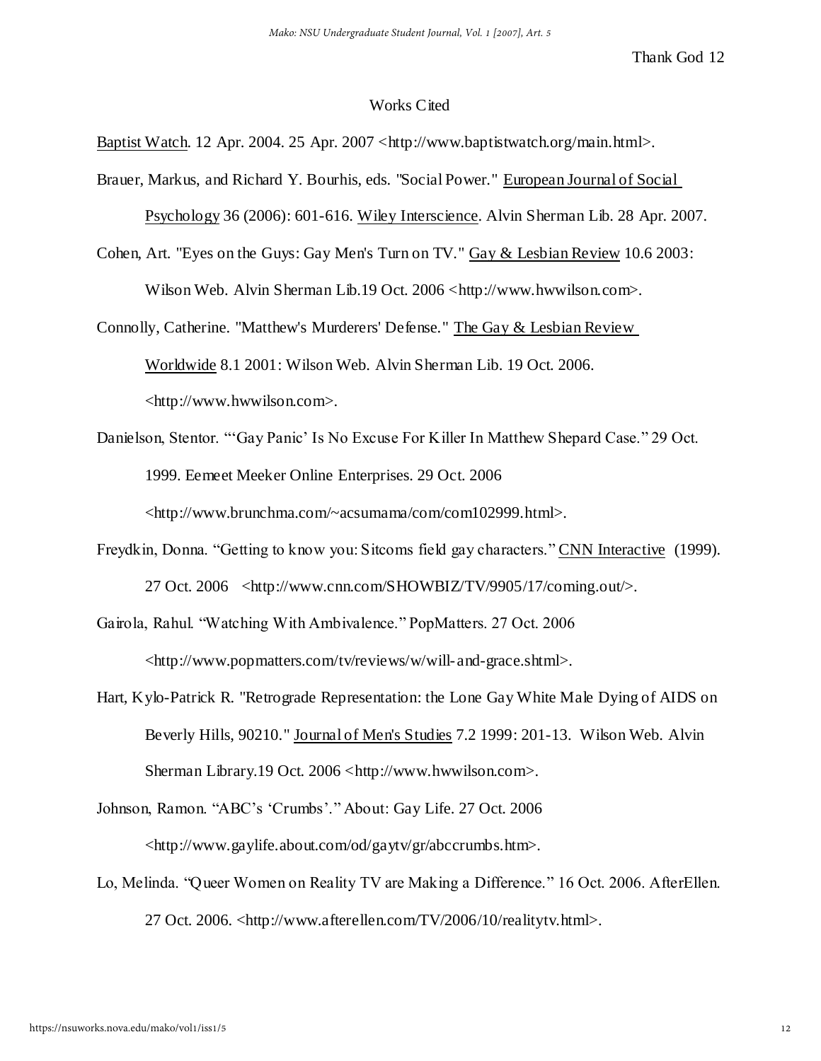## Works Cited

Baptist Watch. 12 Apr. 2004. 25 Apr. 2007 <http://www.baptistwatch.org/main.html>.

Brauer, Markus, and Richard Y. Bourhis, eds. "Social Power." European Journal of Social Psychology 36 (2006): 601-616. Wiley Interscience. Alvin Sherman Lib. 28 Apr. 2007.

Cohen, Art. "Eyes on the Guys: Gay Men's Turn on TV." Gay & Lesbian Review 10.6 2003: Wilson Web. Alvin Sherman Lib.19 Oct. 2006 <http://www.hwwilson.com>.

Connolly, Catherine. "Matthew's Murderers' Defense." The Gay & Lesbian Review Worldwide 8.1 2001: Wilson Web. Alvin Sherman Lib. 19 Oct. 2006. <http://www.hwwilson.com>.

Danielson, Stentor. "'Gay Panic' Is No Excuse For Killer In Matthew Shepard Case." 29 Oct. 1999. Eemeet Meeker Online Enterprises. 29 Oct. 2006 <http://www.brunchma.com/~acsumama/com/com102999.html>.

Freydkin, Donna. "Getting to know you: Sitcoms field gay characters." CNN Interactive (1999). 27 Oct. 2006 <http://www.cnn.com/SHOWBIZ/TV/9905/17/coming.out/>.

Gairola, Rahul. "Watching With Ambivalence." PopMatters. 27 Oct. 2006 <http://www.popmatters.com/tv/reviews/w/will-and-grace.shtml>.

Hart, Kylo-Patrick R. "Retrograde Representation: the Lone Gay White Male Dying of AIDS on Beverly Hills, 90210." Journal of Men's Studies 7.2 1999: 201-13. Wilson Web. Alvin Sherman Library.19 Oct. 2006 <http://www.hwwilson.com>.

Johnson, Ramon. "ABC's 'Crumbs'." About: Gay Life. 27 Oct. 2006 <http://www.gaylife.about.com/od/gaytv/gr/abccrumbs.htm>.

Lo, Melinda. "Queer Women on Reality TV are Making a Difference." 16 Oct. 2006. AfterEllen. 27 Oct. 2006. <http://www.afterellen.com/TV/2006/10/realitytv.html>.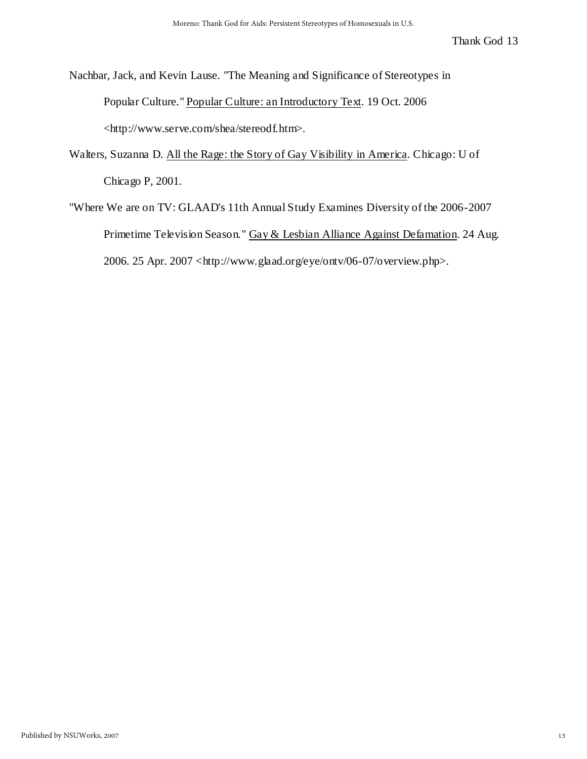Nachbar, Jack, and Kevin Lause. "The Meaning and Significance of Stereotypes in Popular Culture." Popular Culture: an Introductory Text. 19 Oct. 2006 <http://www.serve.com/shea/stereodf.htm>.

Walters, Suzanna D. All the Rage: the Story of Gay Visibility in America. Chicago: U of Chicago P, 2001.

"Where We are on TV: GLAAD's 11th Annual Study Examines Diversity of the 2006-2007 Primetime Television Season." Gay & Lesbian Alliance Against Defamation. 24 Aug. 2006. 25 Apr. 2007 <http://www.glaad.org/eye/ontv/06-07/overview.php>.